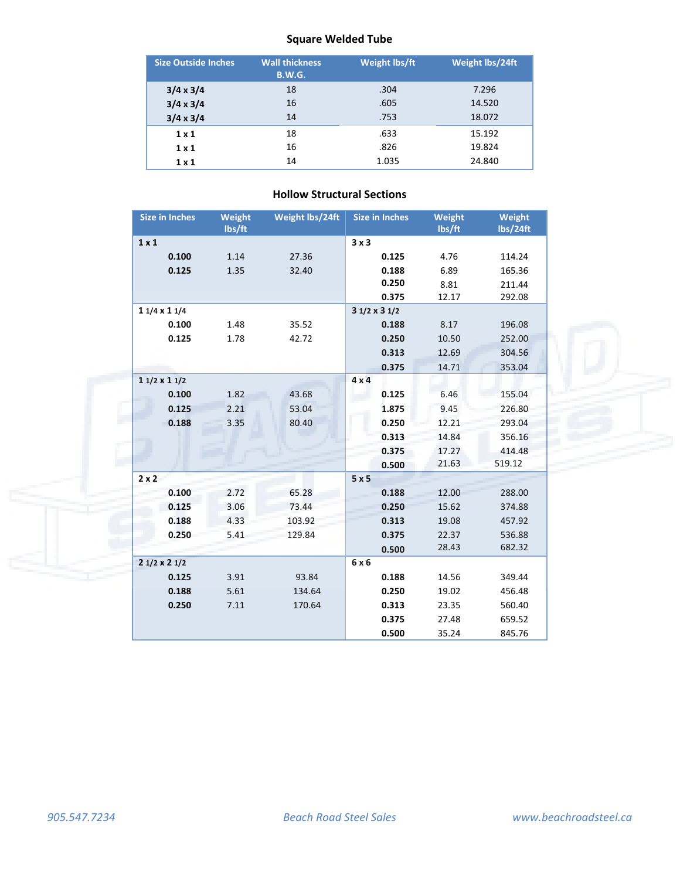## Square Welded Tube

| Size Outside Inches | Wall thickness B.W.G. | Weight lbs/ft | Weight lbs/24ft |
|---|---|---|---|
| **3/4 x 3/4** | 18 | .304 | 7.296 |
| **3/4 x 3/4** | 16 | .605 | 14.520 |
| **3/4 x 3/4** | 14 | .753 | 18.072 |
| **1 x 1** | 18 | .633 | 15.192 |
| **1 x 1** | 16 | .826 | 19.824 |
| **1 x 1** | 14 | 1.035 | 24.840 |

## Hollow Structural Sections

| Size in Inches | Weight lbs/ft | Weight lbs/24ft | Size in Inches | Weight lbs/ft | Weight lbs/24ft |
|---|---|---|---|---|---|
| **1 x 1** | | | **3 x 3** | | |
| **0.100** | 1.14 | 27.36 | **0.125** | 4.76 | 114.24 |
| **0.125** | 1.35 | 32.40 | **0.188** | 6.89 | 165.36 |
| | | | **0.250** | 8.81 | 211.44 |
| | | | **0.375** | 12.17 | 292.08 |
| **1 1/4 x 1 1/4** | | | **3 1/2 x 3 1/2** | | |
| **0.100** | 1.48 | 35.52 | **0.188** | 8.17 | 196.08 |
| **0.125** | 1.78 | 42.72 | **0.250** | 10.50 | 252.00 |
| | | | **0.313** | 12.69 | 304.56 |
| | | | **0.375** | 14.71 | 353.04 |
| **1 1/2 x 1 1/2** | | | **4 x 4** | | |
| **0.100** | 1.82 | 43.68 | **0.125** | 6.46 | 155.04 |
| **0.125** | 2.21 | 53.04 | **1.875** | 9.45 | 226.80 |
| **0.188** | 3.35 | 80.40 | **0.250** | 12.21 | 293.04 |
| | | | **0.313** | 14.84 | 356.16 |
| | | | **0.375** | 17.27 | 414.48 |
| | | | **0.500** | 21.63 | 519.12 |
| **2 x 2** | | | **5 x 5** | | |
| **0.100** | 2.72 | 65.28 | **0.188** | 12.00 | 288.00 |
| **0.125** | 3.06 | 73.44 | **0.250** | 15.62 | 374.88 |
| **0.188** | 4.33 | 103.92 | **0.313** | 19.08 | 457.92 |
| **0.250** | 5.41 | 129.84 | **0.375** | 22.37 | 536.88 |
| | | | **0.500** | 28.43 | 682.32 |
| **2 1/2 x 2 1/2** | | | **6 x 6** | | |
| **0.125** | 3.91 | 93.84 | **0.188** | 14.56 | 349.44 |
| **0.188** | 5.61 | 134.64 | **0.250** | 19.02 | 456.48 |
| **0.250** | 7.11 | 170.64 | **0.313** | 23.35 | 560.40 |
| | | | **0.375** | 27.48 | 659.52 |
| | | | **0.500** | 35.24 | 845.76 |

*905.547.7234* *Beach Road Steel Sales* *www.beachroadsteel.ca*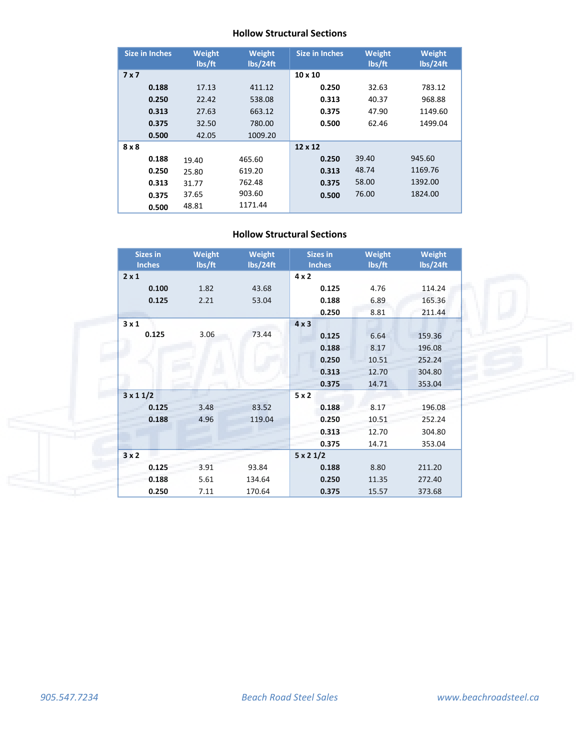## Hollow Structural Sections

| Size in Inches | Weight lbs/ft | Weight lbs/24ft | Size in Inches | Weight lbs/ft | Weight lbs/24ft |
|---|---|---|---|---|---|
| **7 x 7** | | | **10 x 10** | | |
| **0.188** | 17.13 | 411.12 | **0.250** | 32.63 | 783.12 |
| **0.250** | 22.42 | 538.08 | **0.313** | 40.37 | 968.88 |
| **0.313** | 27.63 | 663.12 | **0.375** | 47.90 | 1149.60 |
| **0.375** | 32.50 | 780.00 | **0.500** | 62.46 | 1499.04 |
| **0.500** | 42.05 | 1009.20 | | | |
| **8 x 8** | | | **12 x 12** | | |
| **0.188** | 19.40 | 465.60 | **0.250** | 39.40 | 945.60 |
| **0.250** | 25.80 | 619.20 | **0.313** | 48.74 | 1169.76 |
| **0.313** | 31.77 | 762.48 | **0.375** | 58.00 | 1392.00 |
| **0.375** | 37.65 | 903.60 | **0.500** | 76.00 | 1824.00 |
| **0.500** | 48.81 | 1171.44 | | | |

## Hollow Structural Sections

| Sizes in Inches | Weight lbs/ft | Weight lbs/24ft | Sizes in Inches | Weight lbs/ft | Weight lbs/24ft |
|---|---|---|---|---|---|
| **2 x 1** | | | **4 x 2** | | |
| **0.100** | 1.82 | 43.68 | **0.125** | 4.76 | 114.24 |
| **0.125** | 2.21 | 53.04 | **0.188** | 6.89 | 165.36 |
| | | | **0.250** | 8.81 | 211.44 |
| **3 x 1** | | | **4 x 3** | | |
| **0.125** | 3.06 | 73.44 | **0.125** | 6.64 | 159.36 |
| | | | **0.188** | 8.17 | 196.08 |
| | | | **0.250** | 10.51 | 252.24 |
| | | | **0.313** | 12.70 | 304.80 |
| | | | **0.375** | 14.71 | 353.04 |
| **3 x 1 1/2** | | | **5 x 2** | | |
| **0.125** | 3.48 | 83.52 | **0.188** | 8.17 | 196.08 |
| **0.188** | 4.96 | 119.04 | **0.250** | 10.51 | 252.24 |
| | | | **0.313** | 12.70 | 304.80 |
| | | | **0.375** | 14.71 | 353.04 |
| **3 x 2** | | | **5 x 2 1/2** | | |
| **0.125** | 3.91 | 93.84 | **0.188** | 8.80 | 211.20 |
| **0.188** | 5.61 | 134.64 | **0.250** | 11.35 | 272.40 |
| **0.250** | 7.11 | 170.64 | **0.375** | 15.57 | 373.68 |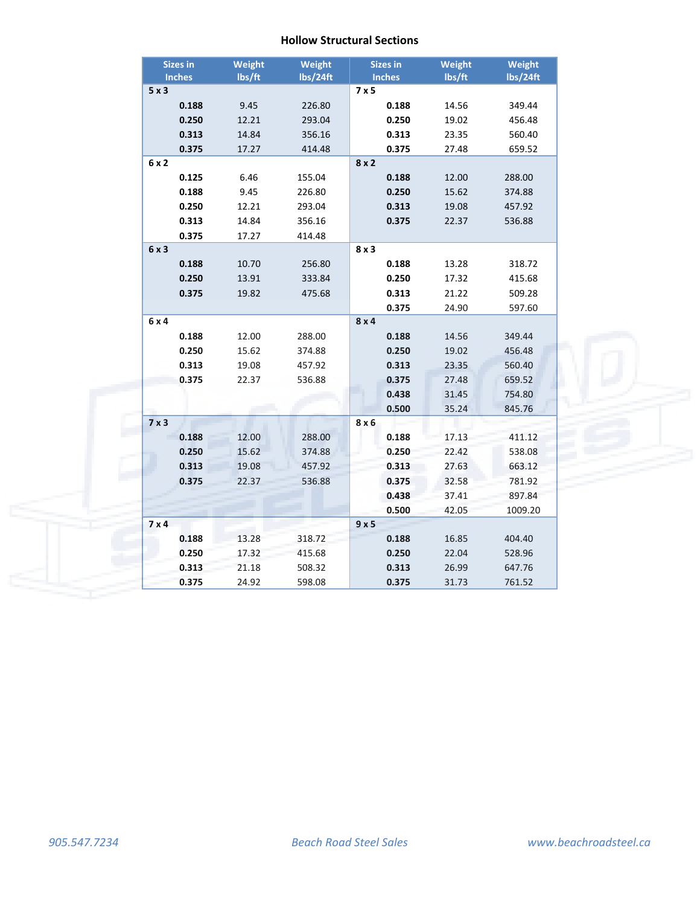# Hollow Structural Sections

| Sizes in Inches | Weight lbs/ft | Weight lbs/24ft | Sizes in Inches | Weight lbs/ft | Weight lbs/24ft |
|---|---|---|---|---|---|
| **5 x 3** | | | **7 x 5** | | |
| **0.188** | 9.45 | 226.80 | **0.188** | 14.56 | 349.44 |
| **0.250** | 12.21 | 293.04 | **0.250** | 19.02 | 456.48 |
| **0.313** | 14.84 | 356.16 | **0.313** | 23.35 | 560.40 |
| **0.375** | 17.27 | 414.48 | **0.375** | 27.48 | 659.52 |
| **6 x 2** | | | **8 x 2** | | |
| **0.125** | 6.46 | 155.04 | **0.188** | 12.00 | 288.00 |
| **0.188** | 9.45 | 226.80 | **0.250** | 15.62 | 374.88 |
| **0.250** | 12.21 | 293.04 | **0.313** | 19.08 | 457.92 |
| **0.313** | 14.84 | 356.16 | **0.375** | 22.37 | 536.88 |
| **0.375** | 17.27 | 414.48 | | | |
| **6 x 3** | | | **8 x 3** | | |
| **0.188** | 10.70 | 256.80 | **0.188** | 13.28 | 318.72 |
| **0.250** | 13.91 | 333.84 | **0.250** | 17.32 | 415.68 |
| **0.375** | 19.82 | 475.68 | **0.313** | 21.22 | 509.28 |
| | | | **0.375** | 24.90 | 597.60 |
| **6 x 4** | | | **8 x 4** | | |
| **0.188** | 12.00 | 288.00 | **0.188** | 14.56 | 349.44 |
| **0.250** | 15.62 | 374.88 | **0.250** | 19.02 | 456.48 |
| **0.313** | 19.08 | 457.92 | **0.313** | 23.35 | 560.40 |
| **0.375** | 22.37 | 536.88 | **0.375** | 27.48 | 659.52 |
| | | | **0.438** | 31.45 | 754.80 |
| | | | **0.500** | 35.24 | 845.76 |
| **7 x 3** | | | **8 x 6** | | |
| **0.188** | 12.00 | 288.00 | **0.188** | 17.13 | 411.12 |
| **0.250** | 15.62 | 374.88 | **0.250** | 22.42 | 538.08 |
| **0.313** | 19.08 | 457.92 | **0.313** | 27.63 | 663.12 |
| **0.375** | 22.37 | 536.88 | **0.375** | 32.58 | 781.92 |
| | | | **0.438** | 37.41 | 897.84 |
| | | | **0.500** | 42.05 | 1009.20 |
| **7 x 4** | | | **9 x 5** | | |
| **0.188** | 13.28 | 318.72 | **0.188** | 16.85 | 404.40 |
| **0.250** | 17.32 | 415.68 | **0.250** | 22.04 | 528.96 |
| **0.313** | 21.18 | 508.32 | **0.313** | 26.99 | 647.76 |
| **0.375** | 24.92 | 598.08 | **0.375** | 31.73 | 761.52 |

*905.547.7234* *Beach Road Steel Sales* *www.beachroadsteel.ca*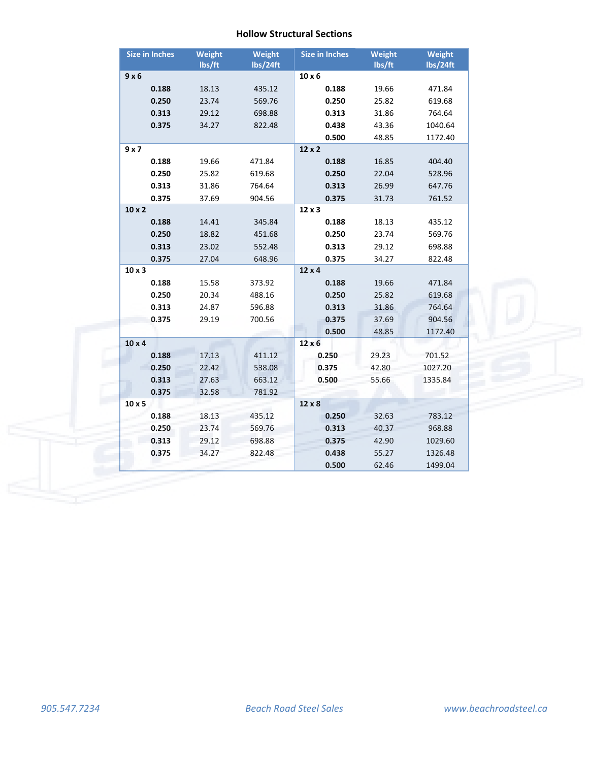# Hollow Structural Sections

| Size in Inches | Weight lbs/ft | Weight lbs/24ft | Size in Inches | Weight lbs/ft | Weight lbs/24ft |
|---|---|---|---|---|---|
| **9 x 6** | | | **10 x 6** | | |
| **0.188** | 18.13 | 435.12 | **0.188** | 19.66 | 471.84 |
| **0.250** | 23.74 | 569.76 | **0.250** | 25.82 | 619.68 |
| **0.313** | 29.12 | 698.88 | **0.313** | 31.86 | 764.64 |
| **0.375** | 34.27 | 822.48 | **0.438** | 43.36 | 1040.64 |
| | | | **0.500** | 48.85 | 1172.40 |
| **9 x 7** | | | **12 x 2** | | |
| **0.188** | 19.66 | 471.84 | **0.188** | 16.85 | 404.40 |
| **0.250** | 25.82 | 619.68 | **0.250** | 22.04 | 528.96 |
| **0.313** | 31.86 | 764.64 | **0.313** | 26.99 | 647.76 |
| **0.375** | 37.69 | 904.56 | **0.375** | 31.73 | 761.52 |
| **10 x 2** | | | **12 x 3** | | |
| **0.188** | 14.41 | 345.84 | **0.188** | 18.13 | 435.12 |
| **0.250** | 18.82 | 451.68 | **0.250** | 23.74 | 569.76 |
| **0.313** | 23.02 | 552.48 | **0.313** | 29.12 | 698.88 |
| **0.375** | 27.04 | 648.96 | **0.375** | 34.27 | 822.48 |
| **10 x 3** | | | **12 x 4** | | |
| **0.188** | 15.58 | 373.92 | **0.188** | 19.66 | 471.84 |
| **0.250** | 20.34 | 488.16 | **0.250** | 25.82 | 619.68 |
| **0.313** | 24.87 | 596.88 | **0.313** | 31.86 | 764.64 |
| **0.375** | 29.19 | 700.56 | **0.375** | 37.69 | 904.56 |
| | | | **0.500** | 48.85 | 1172.40 |
| **10 x 4** | | | **12 x 6** | | |
| **0.188** | 17.13 | 411.12 | **0.250** | 29.23 | 701.52 |
| **0.250** | 22.42 | 538.08 | **0.375** | 42.80 | 1027.20 |
| **0.313** | 27.63 | 663.12 | **0.500** | 55.66 | 1335.84 |
| **0.375** | 32.58 | 781.92 | | | |
| **10 x 5** | | | **12 x 8** | | |
| **0.188** | 18.13 | 435.12 | **0.250** | 32.63 | 783.12 |
| **0.250** | 23.74 | 569.76 | **0.313** | 40.37 | 968.88 |
| **0.313** | 29.12 | 698.88 | **0.375** | 42.90 | 1029.60 |
| **0.375** | 34.27 | 822.48 | **0.438** | 55.27 | 1326.48 |
| | | | **0.500** | 62.46 | 1499.04 |

*905.547.7234* *Beach Road Steel Sales* *www.beachroadsteel.ca*